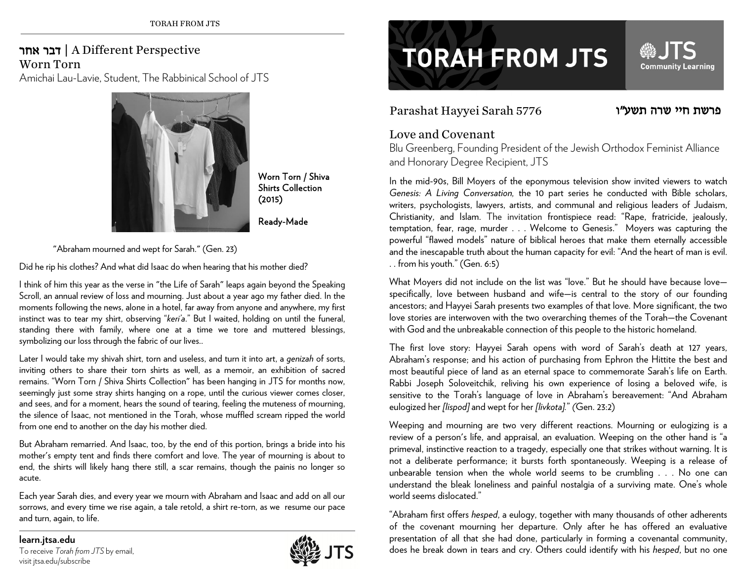# TORAH FROM JTS

Parashat Hayyei Sarah 5776 פרשת חיי שרה תשע״ו

## Love and Covenant

Blu Greenberg, Founding President of the Jewish Orthodox Feminist Alliance and Honorary Degree Recipient, JTS

In the mid-90s, Bill Moyers of the eponymous television show invited viewers to watch *Genesis: A Living Conversation,* the 10 part series he conducted with Bible scholars, writers, psychologists, lawyers, artists, and communal and religious leaders of Judaism, Christianity, and Islam. The invitation frontispiece read: "Rape, fratricide, jealously, temptation, fear, rage, murder . . . Welcome to Genesis." Moyers was capturing the powerful "flawed models" nature of biblical heroes that make them eternally accessible and the inescapable truth about the human capacity for evil: "And the heart of man is evil. . . from his youth." (Gen. 6:5)

What Moyers did not include on the list was "love." But he should have because love—specifically, love between husband and wife—is central to the story of our founding ancestors; and Hayyei Sarah presents two examples of that love. More significant, the two love stories are interwoven with the two overarching themes of the Torah—the Covenant with God and the unbreakable connection of this people to the historic homeland.

The first love story: Hayyei Sarah opens with word of Sarah's death at 127 years, Abraham's response; and his action of purchasing from Ephron the Hittite the best and most beautiful piece of land as an eternal space to commemorate Sarah's life on Earth. Rabbi Joseph Soloveitchik, reliving his own experience of losing a beloved wife, is sensitive to the Torah's language of love in Abraham's bereavement: "And Abraham eulogized her *[lispod]* and wept for her *[livkota].*" (Gen. 23:2)

Weeping and mourning are two very different reactions. Mourning or eulogizing is a review of a person's life, and appraisal, an evaluation. Weeping on the other hand is "a primeval, instinctive reaction to a tragedy, especially one that strikes without warning. It is not a deliberate performance; it bursts forth spontaneously. Weeping is a release of unbearable tension when the whole world seems to be crumbling . . . No one can understand the bleak loneliness and painful nostalgia of a surviving mate. One's whole world seems dislocated."

"Abraham first offers *hesped*, a eulogy, together with many thousands of other adherents of the covenant mourning her departure. Only after he has offered an evaluative presentation of all that she had done, particularly in forming a covenantal community, does he break down in tears and cry. Others could identify with his *hesped*, but no one

## דבר אחר | A Different Perspective

### Worn Torn

Amichai Lau-Lavie, Student, The Rabbinical School of JTS

**Worn Torn / Shiva Shirts Collection (2015)**

**Ready-Made**

"Abraham mourned and wept for Sarah." (Gen. 23)

Did he rip his clothes? And what did Isaac do when hearing that his mother died?

I think of him this year as the verse in "the Life of Sarah" leaps again beyond the Speaking Scroll, an annual review of loss and mourning. Just about a year ago my father died. In the moments following the news, alone in a hotel, far away from anyone and anywhere, my first instinct was to tear my shirt, observing "*keri'a*." But I waited, holding on until the funeral, standing there with family, where one at a time we tore and muttered blessings, symbolizing our loss through the fabric of our lives..

Later I would take my shivah shirt, torn and useless, and turn it into art, a *genizah* of sorts, inviting others to share their torn shirts as well, as a memoir, an exhibition of sacred remains. "Worn Torn / Shiva Shirts Collection" has been hanging in JTS for months now, seemingly just some stray shirts hanging on a rope, until the curious viewer comes closer, and sees, and for a moment, hears the sound of tearing, feeling the muteness of mourning, the silence of Isaac, not mentioned in the Torah, whose muffled scream ripped the world from one end to another on the day his mother died.

But Abraham remarried. And Isaac, too, by the end of this portion, brings a bride into his mother's empty tent and finds there comfort and love. The year of mourning is about to end, the shirts will likely hang there still, a scar remains, though the painis no longer so acute.

Each year Sarah dies, and every year we mourn with Abraham and Isaac and add on all our sorrows, and every time we rise again, a tale retold, a shirt re-torn, as we resume our pace and turn, again, to life.

**learn.jtsa.edu**
To receive *Torah from JTS* by email, visit jtsa.edu/subscribe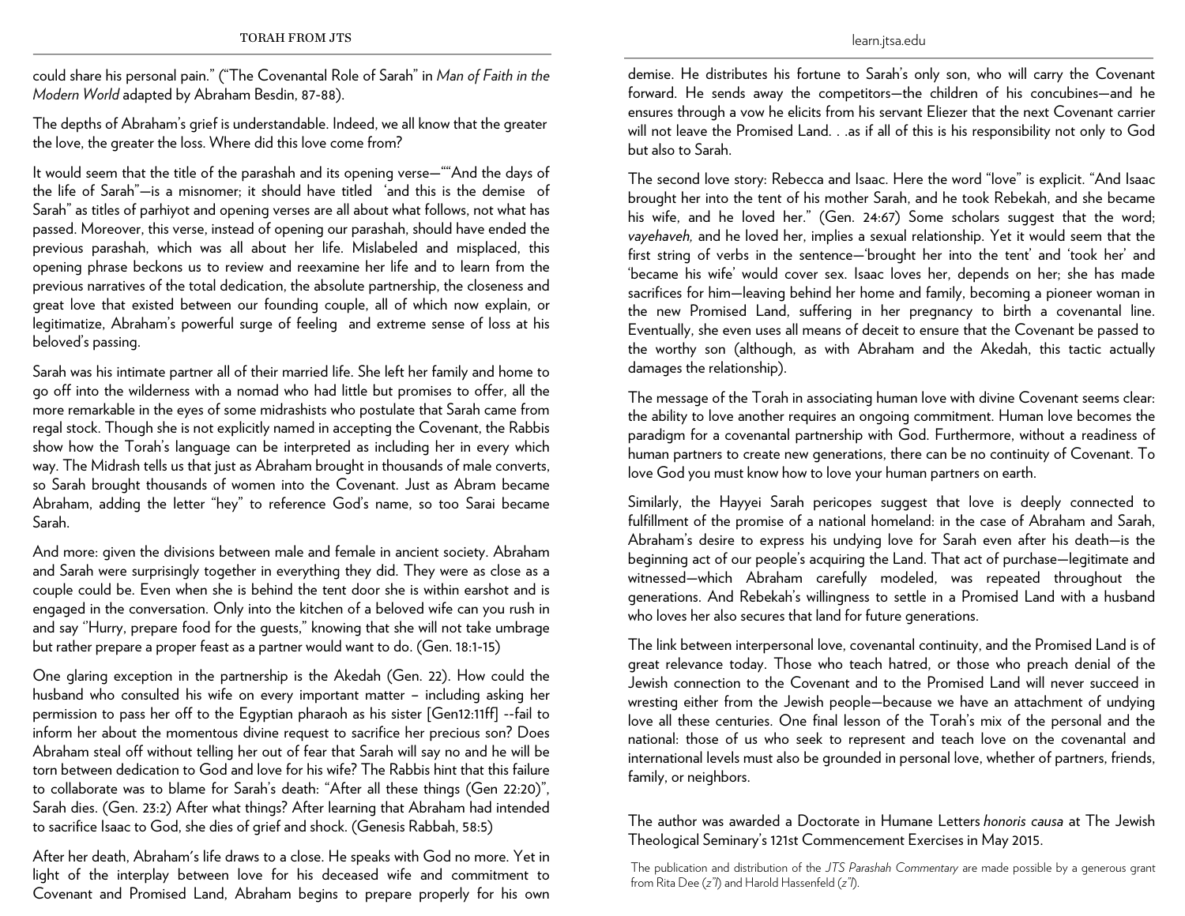could share his personal pain." ("The Covenantal Role of Sarah" in *Man of Faith in the Modern World* adapted by Abraham Besdin, 87-88).

The depths of Abraham's grief is understandable. Indeed, we all know that the greater the love, the greater the loss. Where did this love come from?

It would seem that the title of the parashah and its opening verse—""And the days of the life of Sarah"—is a misnomer; it should have titled 'and this is the demise of Sarah" as titles of parhiyot and opening verses are all about what follows, not what has passed. Moreover, this verse, instead of opening our parashah, should have ended the previous parashah, which was all about her life. Mislabeled and misplaced, this opening phrase beckons us to review and reexamine her life and to learn from the previous narratives of the total dedication, the absolute partnership, the closeness and great love that existed between our founding couple, all of which now explain, or legitimatize, Abraham's powerful surge of feeling and extreme sense of loss at his beloved's passing.

Sarah was his intimate partner all of their married life. She left her family and home to go off into the wilderness with a nomad who had little but promises to offer, all the more remarkable in the eyes of some midrashists who postulate that Sarah came from regal stock. Though she is not explicitly named in accepting the Covenant, the Rabbis show how the Torah's language can be interpreted as including her in every which way. The Midrash tells us that just as Abraham brought in thousands of male converts, so Sarah brought thousands of women into the Covenant. Just as Abram became Abraham, adding the letter "hey" to reference God's name, so too Sarai became Sarah.

And more: given the divisions between male and female in ancient society. Abraham and Sarah were surprisingly together in everything they did. They were as close as a couple could be. Even when she is behind the tent door she is within earshot and is engaged in the conversation. Only into the kitchen of a beloved wife can you rush in and say "Hurry, prepare food for the guests," knowing that she will not take umbrage but rather prepare a proper feast as a partner would want to do. (Gen. 18:1-15)

One glaring exception in the partnership is the Akedah (Gen. 22). How could the husband who consulted his wife on every important matter – including asking her permission to pass her off to the Egyptian pharaoh as his sister [Gen12:11ff] --fail to inform her about the momentous divine request to sacrifice her precious son? Does Abraham steal off without telling her out of fear that Sarah will say no and he will be torn between dedication to God and love for his wife? The Rabbis hint that this failure to collaborate was to blame for Sarah's death: "After all these things (Gen 22:20)", Sarah dies. (Gen. 23:2) After what things? After learning that Abraham had intended to sacrifice Isaac to God, she dies of grief and shock. (Genesis Rabbah, 58:5)

After her death, Abraham's life draws to a close. He speaks with God no more. Yet in light of the interplay between love for his deceased wife and commitment to Covenant and Promised Land, Abraham begins to prepare properly for his own demise. He distributes his fortune to Sarah's only son, who will carry the Covenant forward. He sends away the competitors—the children of his concubines—and he ensures through a vow he elicits from his servant Eliezer that the next Covenant carrier will not leave the Promised Land. . .as if all of this is his responsibility not only to God but also to Sarah.

The second love story: Rebecca and Isaac. Here the word "love" is explicit. "And Isaac brought her into the tent of his mother Sarah, and he took Rebekah, and she became his wife, and he loved her." (Gen. 24:67) Some scholars suggest that the word; *vayehaveh,* and he loved her, implies a sexual relationship. Yet it would seem that the first string of verbs in the sentence—'brought her into the tent' and 'took her' and 'became his wife' would cover sex. Isaac loves her, depends on her; she has made sacrifices for him—leaving behind her home and family, becoming a pioneer woman in the new Promised Land, suffering in her pregnancy to birth a covenantal line. Eventually, she even uses all means of deceit to ensure that the Covenant be passed to the worthy son (although, as with Abraham and the Akedah, this tactic actually damages the relationship).

The message of the Torah in associating human love with divine Covenant seems clear: the ability to love another requires an ongoing commitment. Human love becomes the paradigm for a covenantal partnership with God. Furthermore, without a readiness of human partners to create new generations, there can be no continuity of Covenant. To love God you must know how to love your human partners on earth.

Similarly, the Hayyei Sarah pericopes suggest that love is deeply connected to fulfillment of the promise of a national homeland: in the case of Abraham and Sarah, Abraham's desire to express his undying love for Sarah even after his death—is the beginning act of our people's acquiring the Land. That act of purchase—legitimate and witnessed—which Abraham carefully modeled, was repeated throughout the generations. And Rebekah's willingness to settle in a Promised Land with a husband who loves her also secures that land for future generations.

The link between interpersonal love, covenantal continuity, and the Promised Land is of great relevance today. Those who teach hatred, or those who preach denial of the Jewish connection to the Covenant and to the Promised Land will never succeed in wresting either from the Jewish people—because we have an attachment of undying love all these centuries. One final lesson of the Torah's mix of the personal and the national: those of us who seek to represent and teach love on the covenantal and international levels must also be grounded in personal love, whether of partners, friends, family, or neighbors.

The author was awarded a Doctorate in Humane Letters *honoris causa* at The Jewish Theological Seminary's 121st Commencement Exercises in May 2015.

The publication and distribution of the *JTS Parashah Commentary* are made possible by a generous grant from Rita Dee (*z"l*) and Harold Hassenfeld (*z"l*).